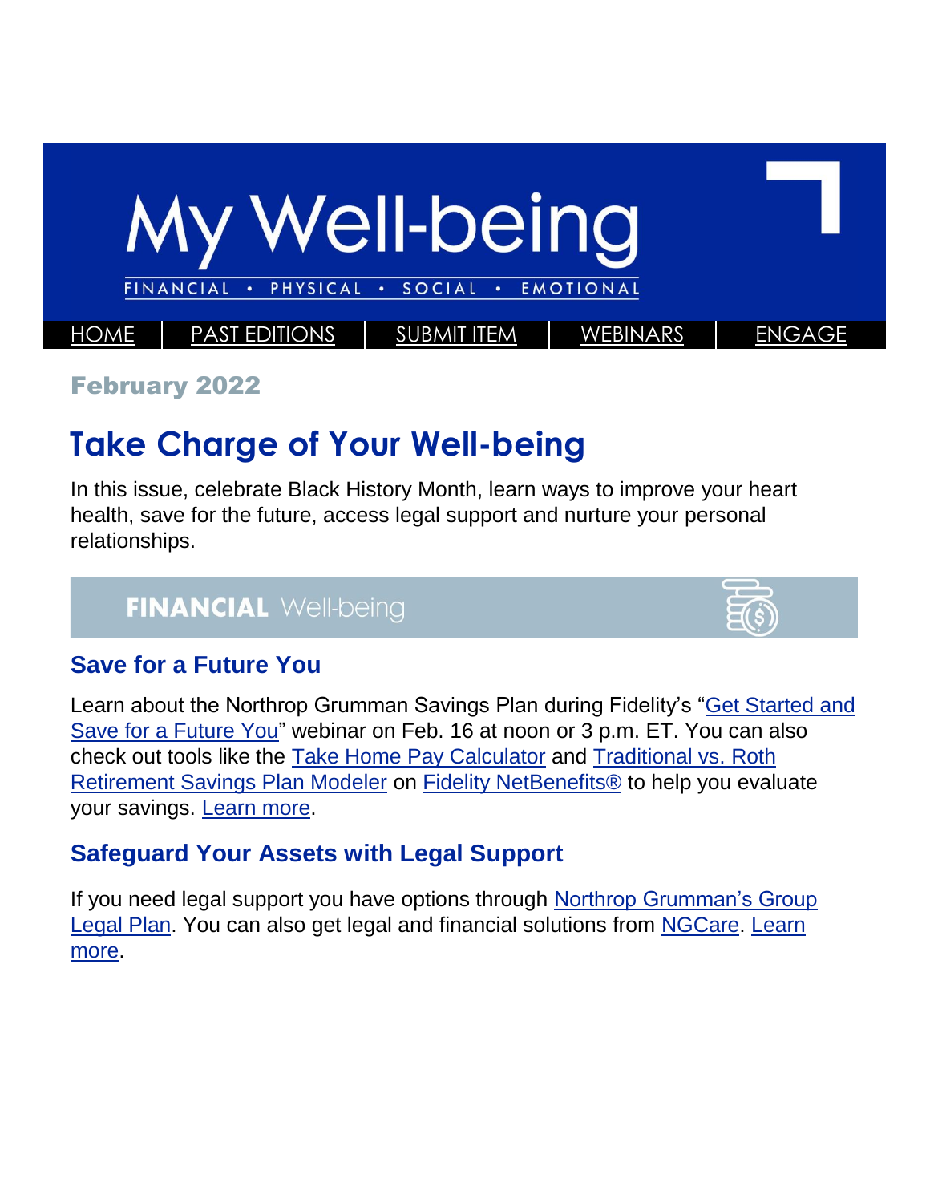# My Well-being

FINANCIAL • PHYSICAL • SOCIAL • EMOTIONAL

HOME | PAST EDITIONS | SUBMIT ITEM | WEBINARS | ENGAGE

**February 2022**

## Take Charge of Your Well-being

In this issue, celebrate Black History Month, learn ways to improve your heart health, save for the future, access legal support and nurture your personal relationships.

## FINANCIAL Well-being

### Save for a Future You

Learn about the Northrop Grumman Savings Plan during Fidelity's "Get Started and Save for a Future You" webinar on Feb. 16 at noon or 3 p.m. ET. You can also check out tools like the Take Home Pay Calculator and Traditional vs. Roth Retirement Savings Plan Modeler on Fidelity NetBenefits® to help you evaluate your savings. Learn more.

### Safeguard Your Assets with Legal Support

If you need legal support you have options through Northrop Grumman's Group Legal Plan. You can also get legal and financial solutions from NGCare. Learn more.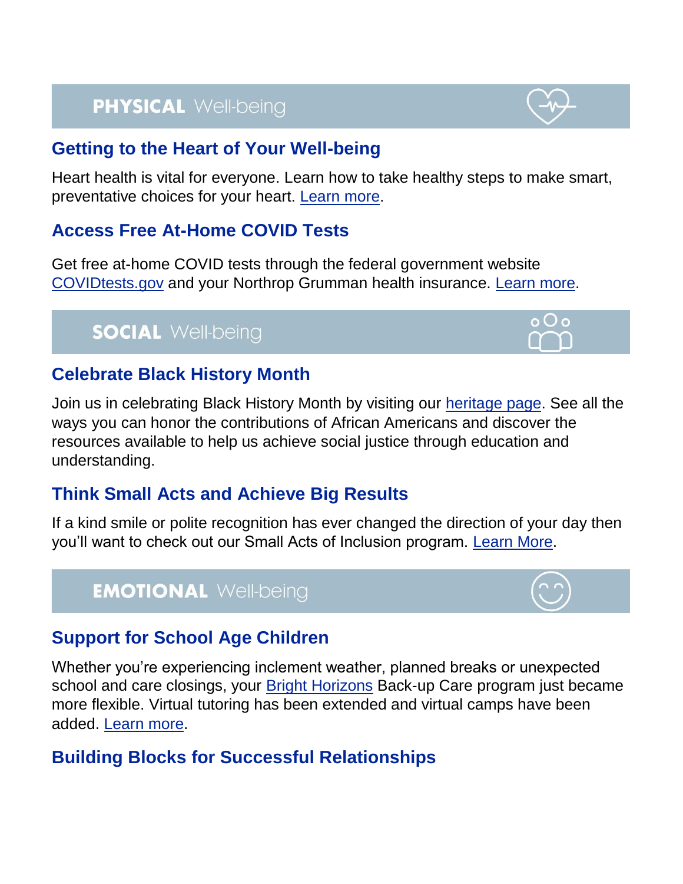## PHYSICAL Well-being

### Getting to the Heart of Your Well-being

Heart health is vital for everyone. Learn how to take healthy steps to make smart, preventative choices for your heart. Learn more.

### Access Free At-Home COVID Tests

Get free at-home COVID tests through the federal government website COVIDtests.gov and your Northrop Grumman health insurance. Learn more.

## SOCIAL Well-being

### Celebrate Black History Month

Join us in celebrating Black History Month by visiting our heritage page. See all the ways you can honor the contributions of African Americans and discover the resources available to help us achieve social justice through education and understanding.

### Think Small Acts and Achieve Big Results

If a kind smile or polite recognition has ever changed the direction of your day then you'll want to check out our Small Acts of Inclusion program. Learn More.

## EMOTIONAL Well-being

### Support for School Age Children

Whether you're experiencing inclement weather, planned breaks or unexpected school and care closings, your Bright Horizons Back-up Care program just became more flexible. Virtual tutoring has been extended and virtual camps have been added. Learn more.

### Building Blocks for Successful Relationships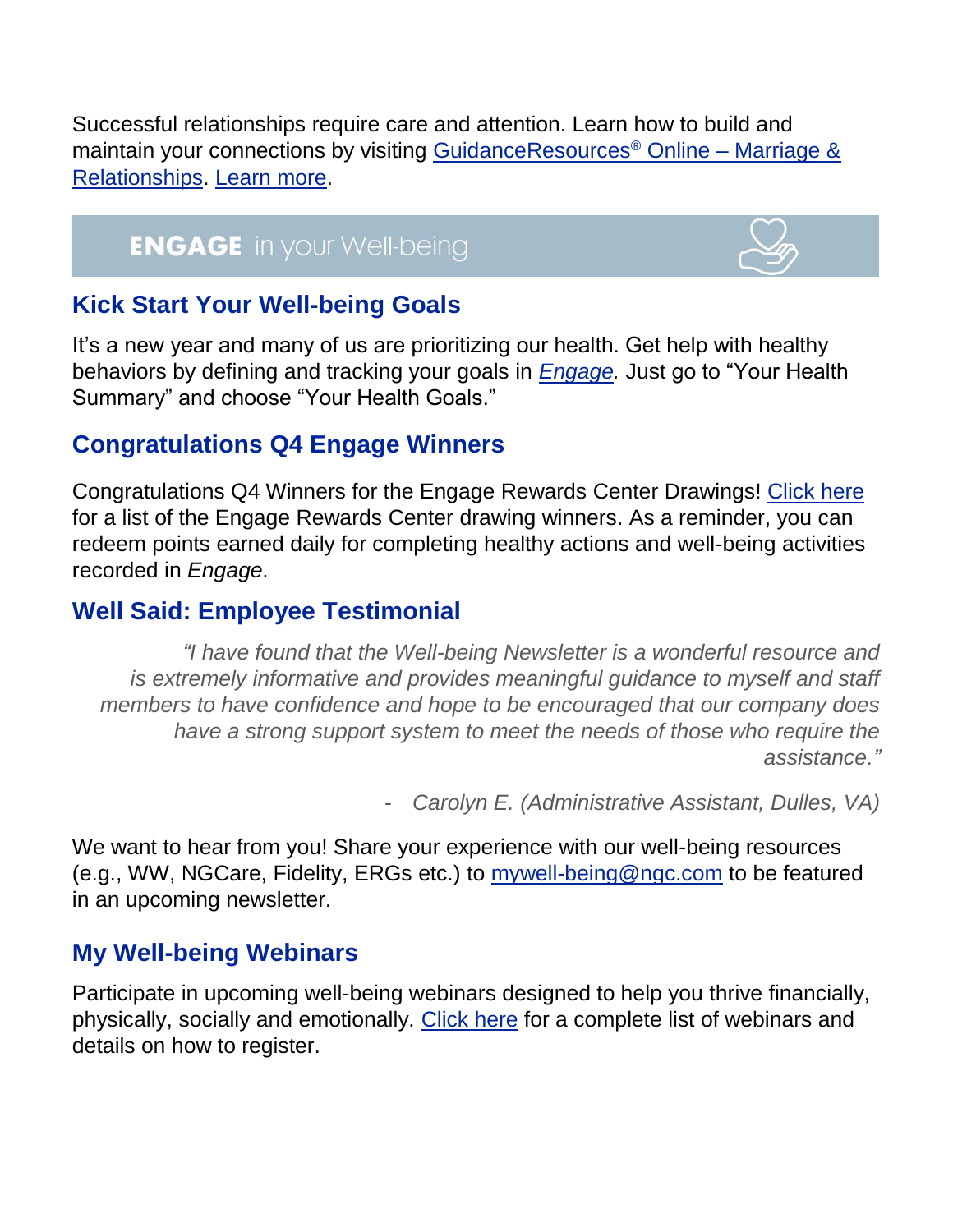Successful relationships require care and attention. Learn how to build and maintain your connections by visiting GuidanceResources® Online – Marriage & Relationships. Learn more.

## ENGAGE in your Well-being

### Kick Start Your Well-being Goals

It's a new year and many of us are prioritizing our health. Get help with healthy behaviors by defining and tracking your goals in *Engage.* Just go to "Your Health Summary" and choose "Your Health Goals."

### Congratulations Q4 Engage Winners

Congratulations Q4 Winners for the Engage Rewards Center Drawings! Click here for a list of the Engage Rewards Center drawing winners. As a reminder, you can redeem points earned daily for completing healthy actions and well-being activities recorded in *Engage*.

### Well Said: Employee Testimonial

> *"I have found that the Well-being Newsletter is a wonderful resource and is extremely informative and provides meaningful guidance to myself and staff members to have confidence and hope to be encouraged that our company does have a strong support system to meet the needs of those who require the assistance."*
>
> \- *Carolyn E. (Administrative Assistant, Dulles, VA)*

We want to hear from you! Share your experience with our well-being resources (e.g., WW, NGCare, Fidelity, ERGs etc.) to mywell-being@ngc.com to be featured in an upcoming newsletter.

### My Well-being Webinars

Participate in upcoming well-being webinars designed to help you thrive financially, physically, socially and emotionally. Click here for a complete list of webinars and details on how to register.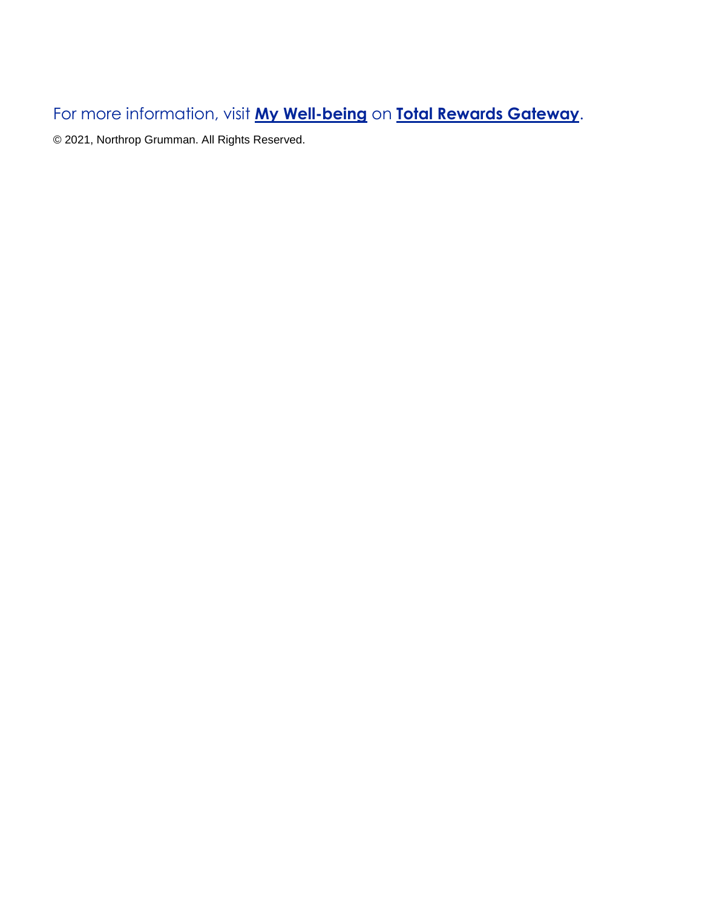For more information, visit **My Well-being** on **Total Rewards Gateway**.

© 2021, Northrop Grumman. All Rights Reserved.